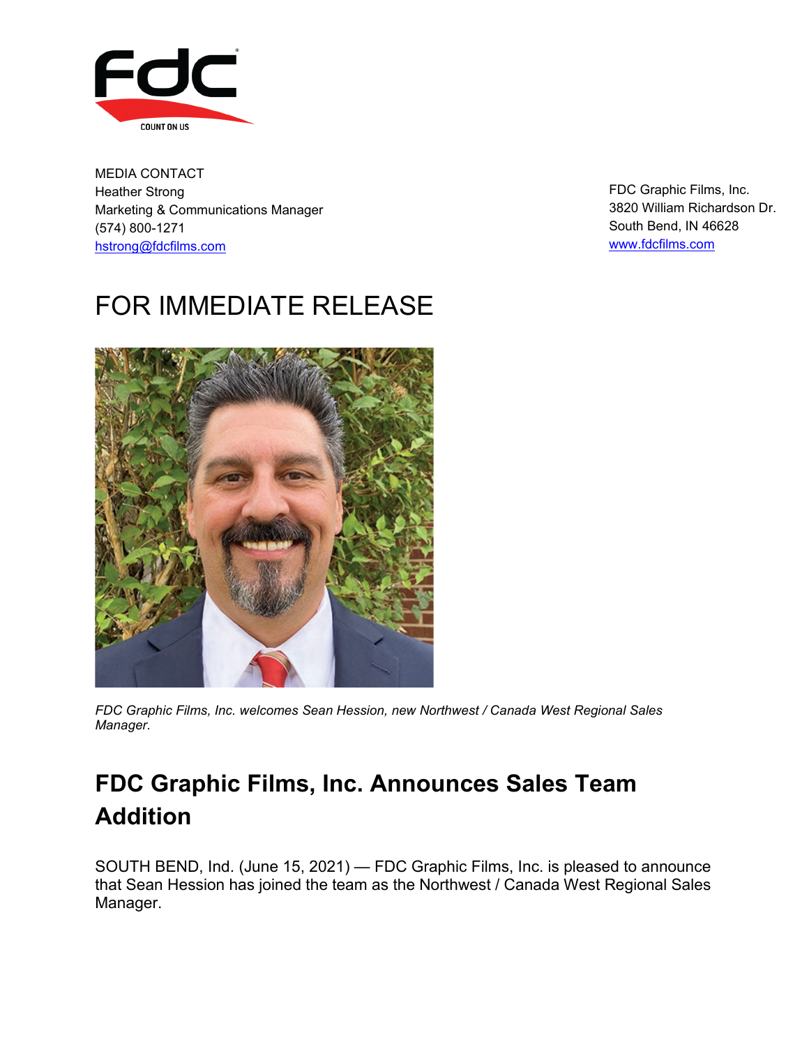MEDIA CONTACT
Heather Strong
Marketing & Communications Manager
(574) 800-1271
[hstrong@fdcfilms.com](mailto:hstrong@fdcfilms.com)

FDC Graphic Films, Inc.
3820 William Richardson Dr.
South Bend, IN 46628
[www.fdcfilms.com](http://www.fdcfilms.com)

# FOR IMMEDIATE RELEASE

*FDC Graphic Films, Inc. welcomes Sean Hession, new Northwest / Canada West Regional Sales Manager.*

## FDC Graphic Films, Inc. Announces Sales Team Addition

SOUTH BEND, Ind. (June 15, 2021) — FDC Graphic Films, Inc. is pleased to announce that Sean Hession has joined the team as the Northwest / Canada West Regional Sales Manager.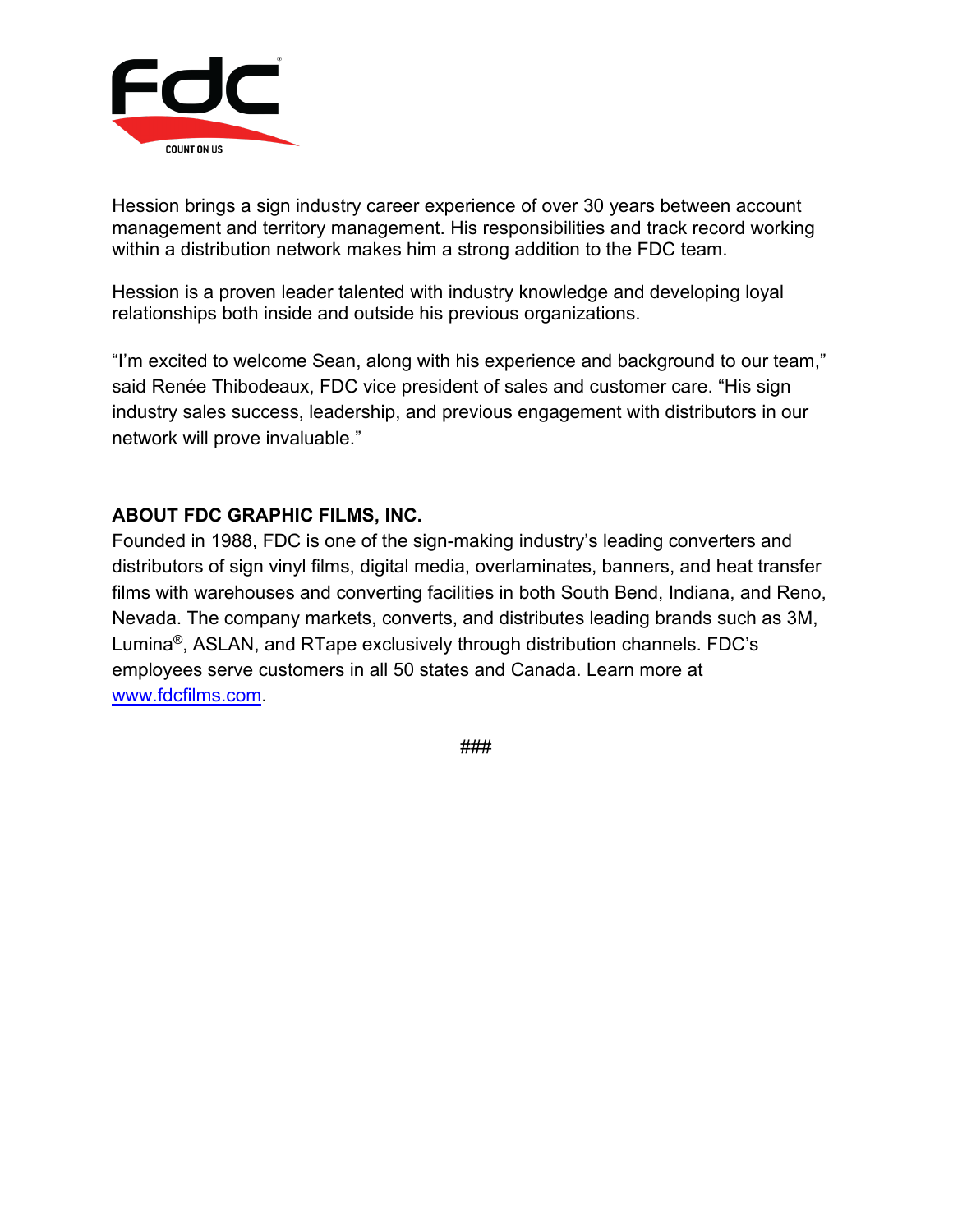Hession brings a sign industry career experience of over 30 years between account management and territory management. His responsibilities and track record working within a distribution network makes him a strong addition to the FDC team.

Hession is a proven leader talented with industry knowledge and developing loyal relationships both inside and outside his previous organizations.

"I'm excited to welcome Sean, along with his experience and background to our team," said Renée Thibodeaux, FDC vice president of sales and customer care. "His sign industry sales success, leadership, and previous engagement with distributors in our network will prove invaluable."

**ABOUT FDC GRAPHIC FILMS, INC.**

Founded in 1988, FDC is one of the sign-making industry's leading converters and distributors of sign vinyl films, digital media, overlaminates, banners, and heat transfer films with warehouses and converting facilities in both South Bend, Indiana, and Reno, Nevada. The company markets, converts, and distributes leading brands such as 3M, Lumina®, ASLAN, and RTape exclusively through distribution channels. FDC's employees serve customers in all 50 states and Canada. Learn more at www.fdcfilms.com.

###